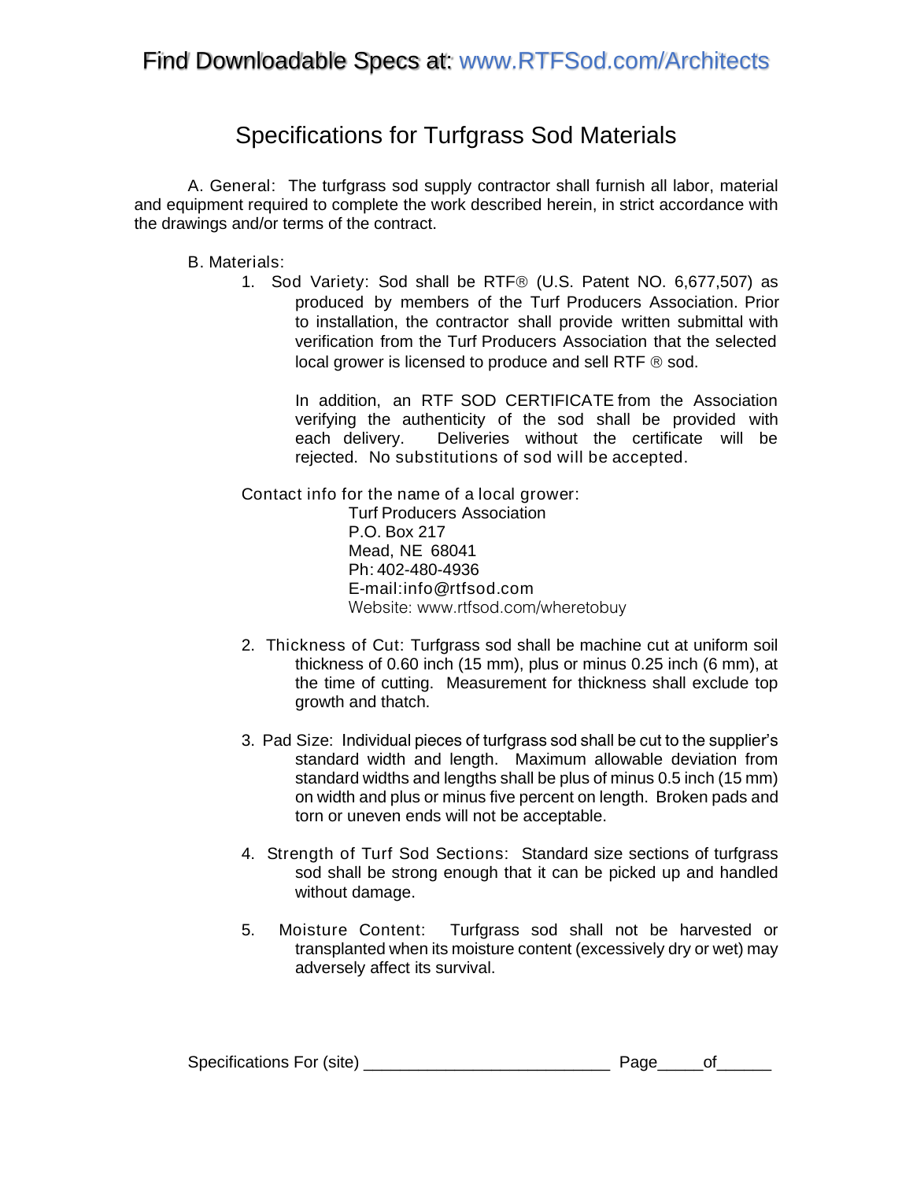Find Downloadable Specs at: www.RTFSod.com/Architects

# Specifications for Turfgrass Sod Materials

A. General: The turfgrass sod supply contractor shall furnish all labor, material and equipment required to complete the work described herein, in strict accordance with the drawings and/or terms of the contract.

B. Materials:

1. Sod Variety: Sod shall be RTF® (U.S. Patent NO. 6,677,507) as produced by members of the Turf Producers Association. Prior to installation, the contractor shall provide written submittal with verification from the Turf Producers Association that the selected local grower is licensed to produce and sell RTF ® sod.

   In addition, an RTF SOD CERTIFICATE from the Association verifying the authenticity of the sod shall be provided with each delivery. Deliveries without the certificate will be rejected. No substitutions of sod will be accepted.

Contact info for the name of a local grower:

Turf Producers Association
P.O. Box 217
Mead, NE 68041
Ph: 402-480-4936
E-mail:info@rtfsod.com
Website: www.rtfsod.com/wheretobuy

2. Thickness of Cut: Turfgrass sod shall be machine cut at uniform soil thickness of 0.60 inch (15 mm), plus or minus 0.25 inch (6 mm), at the time of cutting. Measurement for thickness shall exclude top growth and thatch.

3. Pad Size: Individual pieces of turfgrass sod shall be cut to the supplier's standard width and length. Maximum allowable deviation from standard widths and lengths shall be plus of minus 0.5 inch (15 mm) on width and plus or minus five percent on length. Broken pads and torn or uneven ends will not be acceptable.

4. Strength of Turf Sod Sections: Standard size sections of turfgrass sod shall be strong enough that it can be picked up and handled without damage.

5. Moisture Content: Turfgrass sod shall not be harvested or transplanted when its moisture content (excessively dry or wet) may adversely affect its survival.

Specifications For (site) ___________________________ Page_____of______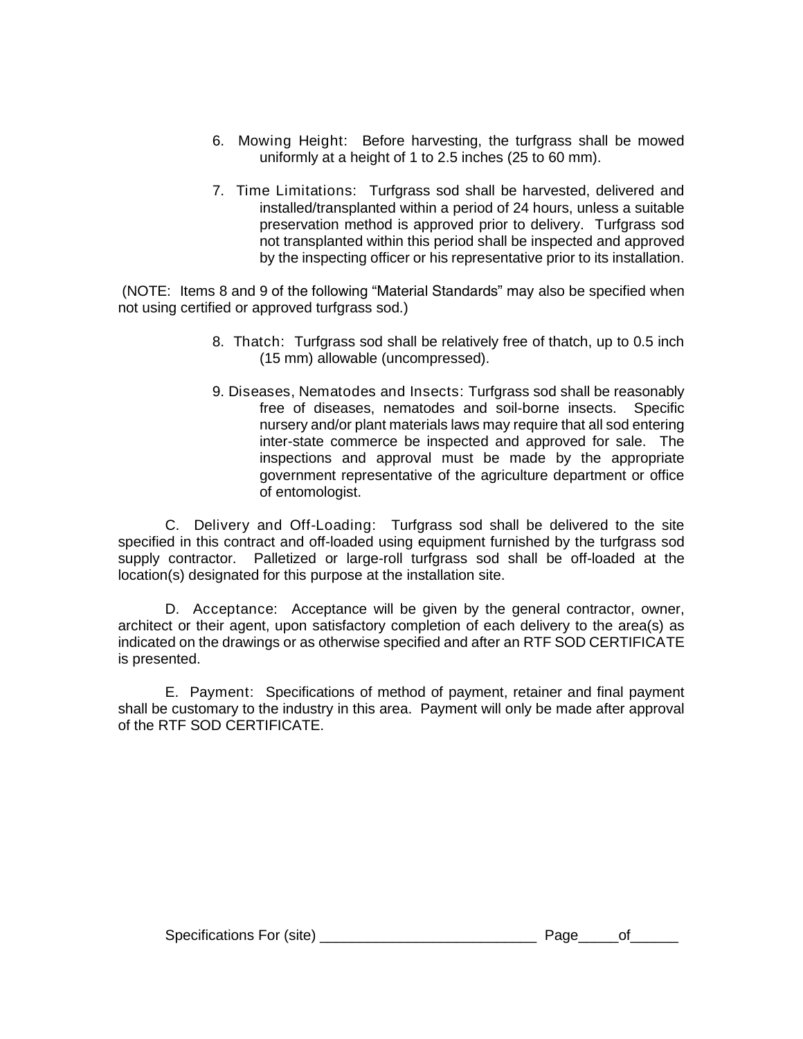6. Mowing Height: Before harvesting, the turfgrass shall be mowed uniformly at a height of 1 to 2.5 inches (25 to 60 mm).

7. Time Limitations: Turfgrass sod shall be harvested, delivered and installed/transplanted within a period of 24 hours, unless a suitable preservation method is approved prior to delivery. Turfgrass sod not transplanted within this period shall be inspected and approved by the inspecting officer or his representative prior to its installation.

(NOTE: Items 8 and 9 of the following "Material Standards" may also be specified when not using certified or approved turfgrass sod.)

8. Thatch: Turfgrass sod shall be relatively free of thatch, up to 0.5 inch (15 mm) allowable (uncompressed).

9. Diseases, Nematodes and Insects: Turfgrass sod shall be reasonably free of diseases, nematodes and soil-borne insects. Specific nursery and/or plant materials laws may require that all sod entering inter-state commerce be inspected and approved for sale. The inspections and approval must be made by the appropriate government representative of the agriculture department or office of entomologist.

C. Delivery and Off-Loading: Turfgrass sod shall be delivered to the site specified in this contract and off-loaded using equipment furnished by the turfgrass sod supply contractor. Palletized or large-roll turfgrass sod shall be off-loaded at the location(s) designated for this purpose at the installation site.

D. Acceptance: Acceptance will be given by the general contractor, owner, architect or their agent, upon satisfactory completion of each delivery to the area(s) as indicated on the drawings or as otherwise specified and after an RTF SOD CERTIFICATE is presented.

E. Payment: Specifications of method of payment, retainer and final payment shall be customary to the industry in this area. Payment will only be made after approval of the RTF SOD CERTIFICATE.